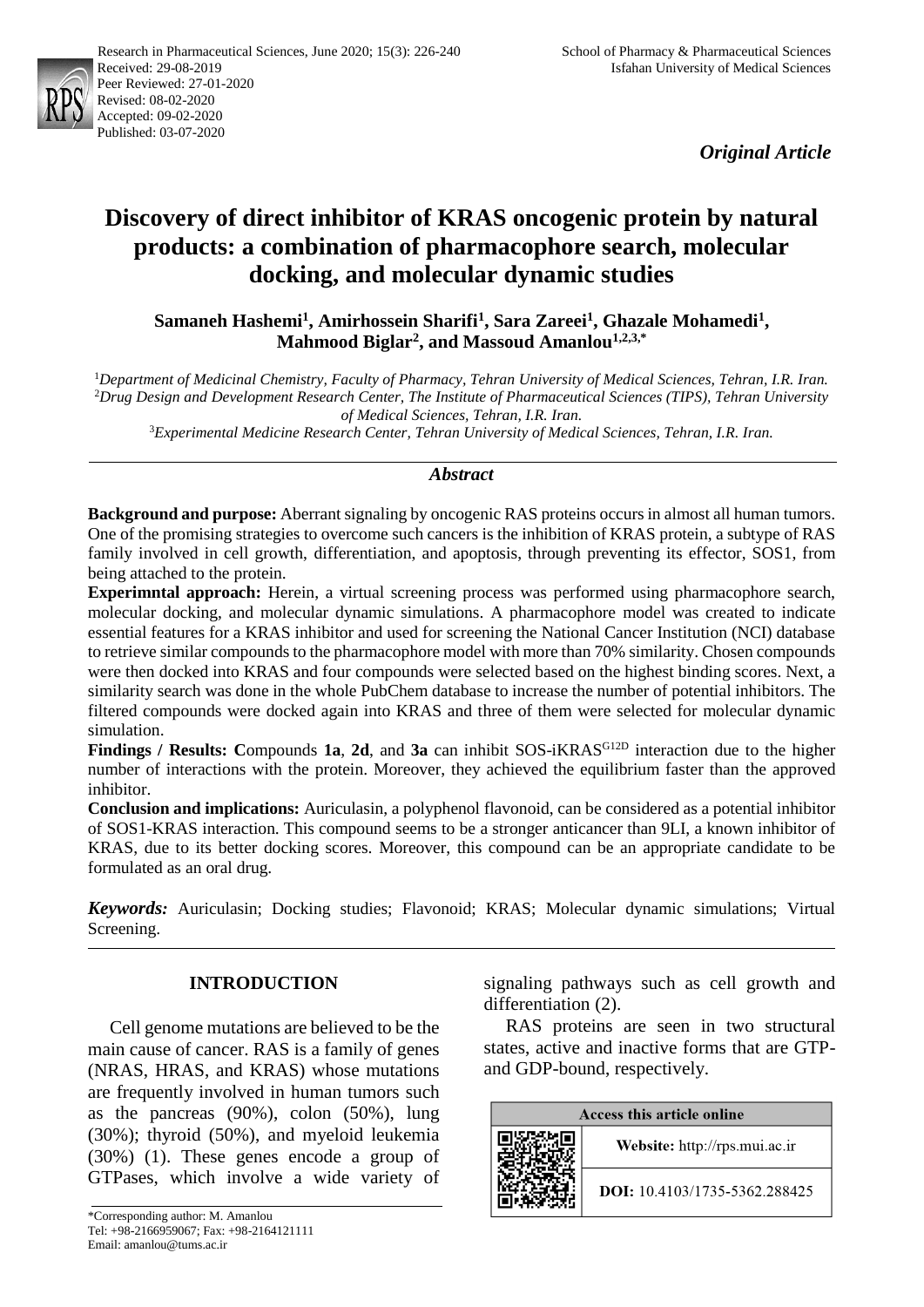Received: 29-08-2019
Peer Reviewed: 27-01-2020
Revised: 08-02-2020
Accepted: 09-02-2020
Published: 03-07-2020

*Original Article*

# Discovery of direct inhibitor of KRAS oncogenic protein by natural products: a combination of pharmacophore search, molecular docking, and molecular dynamic studies

**Samaneh Hashemi[1], Amirhossein Sharifi[1], Sara Zareei[1], Ghazale Mohamedi[1], Mahmood Biglar[2], and Massoud Amanlou[1,2,3,*]**

[1]*Department of Medicinal Chemistry, Faculty of Pharmacy, Tehran University of Medical Sciences, Tehran, I.R. Iran.*
[2]*Drug Design and Development Research Center, The Institute of Pharmaceutical Sciences (TIPS), Tehran University of Medical Sciences, Tehran, I.R. Iran.*
[3]*Experimental Medicine Research Center, Tehran University of Medical Sciences, Tehran, I.R. Iran.*

## *Abstract*

**Background and purpose:** Aberrant signaling by oncogenic RAS proteins occurs in almost all human tumors. One of the promising strategies to overcome such cancers is the inhibition of KRAS protein, a subtype of RAS family involved in cell growth, differentiation, and apoptosis, through preventing its effector, SOS1, from being attached to the protein.

**Experimntal approach:** Herein, a virtual screening process was performed using pharmacophore search, molecular docking, and molecular dynamic simulations. A pharmacophore model was created to indicate essential features for a KRAS inhibitor and used for screening the National Cancer Institution (NCI) database to retrieve similar compounds to the pharmacophore model with more than 70% similarity. Chosen compounds were then docked into KRAS and four compounds were selected based on the highest binding scores. Next, a similarity search was done in the whole PubChem database to increase the number of potential inhibitors. The filtered compounds were docked again into KRAS and three of them were selected for molecular dynamic simulation.

**Findings / Results: C**ompounds **1a**, **2d**, and **3a** can inhibit SOS-iKRAS$^{G12D}$ interaction due to the higher number of interactions with the protein. Moreover, they achieved the equilibrium faster than the approved inhibitor.

**Conclusion and implications:** Auriculasin, a polyphenol flavonoid, can be considered as a potential inhibitor of SOS1-KRAS interaction. This compound seems to be a stronger anticancer than 9LI, a known inhibitor of KRAS, due to its better docking scores. Moreover, this compound can be an appropriate candidate to be formulated as an oral drug.

***Keywords:*** Auriculasin; Docking studies; Flavonoid; KRAS; Molecular dynamic simulations; Virtual Screening.

## INTRODUCTION

Cell genome mutations are believed to be the main cause of cancer. RAS is a family of genes (NRAS, HRAS, and KRAS) whose mutations are frequently involved in human tumors such as the pancreas (90%), colon (50%), lung (30%); thyroid (50%), and myeloid leukemia (30%) (1). These genes encode a group of GTPases, which involve a wide variety of signaling pathways such as cell growth and differentiation (2).

RAS proteins are seen in two structural states, active and inactive forms that are GTP- and GDP-bound, respectively.

| Access this article online | |
|---|---|
| | **Website:** http://rps.mui.ac.ir |
| | **DOI:** 10.4103/1735-5362.288425 |

\*Corresponding author: M. Amanlou
Tel: +98-2166959067; Fax: +98-2164121111
Email: amanlou@tums.ac.ir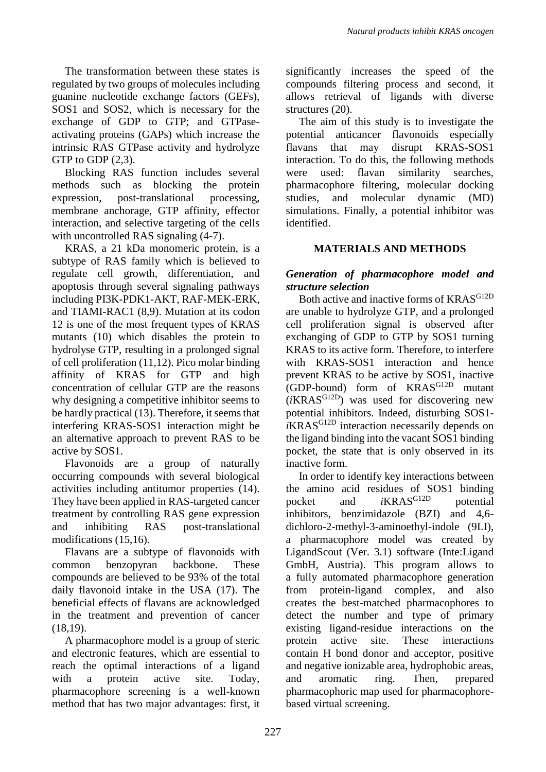The transformation between these states is regulated by two groups of molecules including guanine nucleotide exchange factors (GEFs), SOS1 and SOS2, which is necessary for the exchange of GDP to GTP; and GTPase-activating proteins (GAPs) which increase the intrinsic RAS GTPase activity and hydrolyze GTP to GDP (2,3).

Blocking RAS function includes several methods such as blocking the protein expression, post-translational processing, membrane anchorage, GTP affinity, effector interaction, and selective targeting of the cells with uncontrolled RAS signaling (4-7).

KRAS, a 21 kDa monomeric protein, is a subtype of RAS family which is believed to regulate cell growth, differentiation, and apoptosis through several signaling pathways including PI3K-PDK1-AKT, RAF-MEK-ERK, and TIAMI-RAC1 (8,9). Mutation at its codon 12 is one of the most frequent types of KRAS mutants (10) which disables the protein to hydrolyse GTP, resulting in a prolonged signal of cell proliferation (11,12). Pico molar binding affinity of KRAS for GTP and high concentration of cellular GTP are the reasons why designing a competitive inhibitor seems to be hardly practical (13). Therefore, it seems that interfering KRAS-SOS1 interaction might be an alternative approach to prevent RAS to be active by SOS1.

Flavonoids are a group of naturally occurring compounds with several biological activities including antitumor properties (14). They have been applied in RAS-targeted cancer treatment by controlling RAS gene expression and inhibiting RAS post-translational modifications (15,16).

Flavans are a subtype of flavonoids with common benzopyran backbone. These compounds are believed to be 93% of the total daily flavonoid intake in the USA (17). The beneficial effects of flavans are acknowledged in the treatment and prevention of cancer (18,19).

A pharmacophore model is a group of steric and electronic features, which are essential to reach the optimal interactions of a ligand with a protein active site. Today, pharmacophore screening is a well-known method that has two major advantages: first, it significantly increases the speed of the compounds filtering process and second, it allows retrieval of ligands with diverse structures (20).

The aim of this study is to investigate the potential anticancer flavonoids especially flavans that may disrupt KRAS-SOS1 interaction. To do this, the following methods were used: flavan similarity searches, pharmacophore filtering, molecular docking studies, and molecular dynamic (MD) simulations. Finally, a potential inhibitor was identified.

## MATERIALS AND METHODS

### *Generation of pharmacophore model and structure selection*

Both active and inactive forms of $KRAS^{G12D}$ are unable to hydrolyze GTP, and a prolonged cell proliferation signal is observed after exchanging of GDP to GTP by SOS1 turning KRAS to its active form. Therefore, to interfere with KRAS-SOS1 interaction and hence prevent KRAS to be active by SOS1, inactive (GDP-bound) form of $KRAS^{G12D}$ mutant ($i$$KRAS^{G12D}$) was used for discovering new potential inhibitors. Indeed, disturbing SOS1-$i$$KRAS^{G12D}$ interaction necessarily depends on the ligand binding into the vacant SOS1 binding pocket, the state that is only observed in its inactive form.

In order to identify key interactions between the amino acid residues of SOS1 binding pocket and $i$$KRAS^{G12D}$ potential inhibitors, benzimidazole (BZI) and 4,6-dichloro-2-methyl-3-aminoethyl-indole (9LI), a pharmacophore model was created by LigandScout (Ver. 3.1) software (Inte:Ligand GmbH, Austria). This program allows to a fully automated pharmacophore generation from protein-ligand complex, and also creates the best-matched pharmacophores to detect the number and type of primary existing ligand-residue interactions on the protein active site. These interactions contain H bond donor and acceptor, positive and negative ionizable area, hydrophobic areas, and aromatic ring. Then, prepared pharmacophoric map used for pharmacophore-based virtual screening.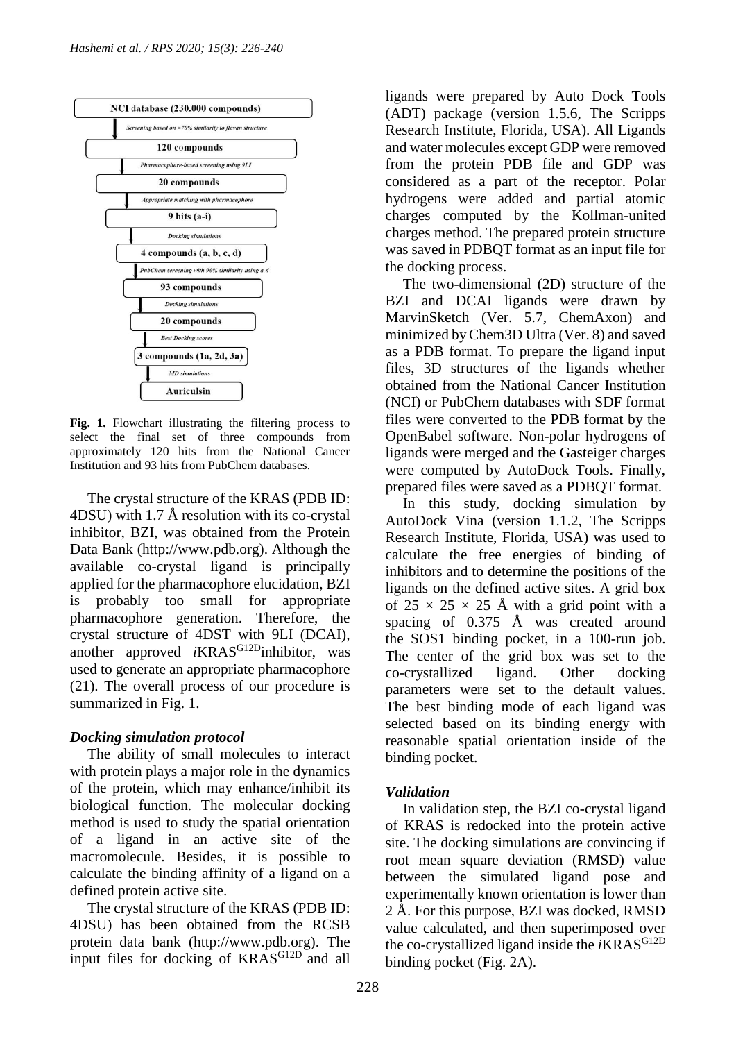NCI database (230.000 compounds)

*Screening based on >70% similarity to flavan structure*

120 compounds

*Pharmacophore-based screening using 9LI*

20 compounds

*Appropriate matching with pharmacophore*

9 hits (a-i)

*Docking simulations*

4 compounds (a, b, c, d)

*PubChem screening with 90% similarity using a-d*

93 compounds

*Docking simulations*

20 compounds

*Best Docking scores*

3 compounds (1a, 2d, 3a)

*MD simulations*

Auriculsin

**Fig. 1.** Flowchart illustrating the filtering process to select the final set of three compounds from approximately 120 hits from the National Cancer Institution and 93 hits from PubChem databases.

The crystal structure of the KRAS (PDB ID: 4DSU) with 1.7 Å resolution with its co-crystal inhibitor, BZI, was obtained from the Protein Data Bank (http://www.pdb.org). Although the available co-crystal ligand is principally applied for the pharmacophore elucidation, BZI is probably too small for appropriate pharmacophore generation. Therefore, the crystal structure of 4DST with 9LI (DCAI), another approved *i*KRAS$^{G12D}$inhibitor, was used to generate an appropriate pharmacophore (21). The overall process of our procedure is summarized in Fig. 1.

### *Docking simulation protocol*

The ability of small molecules to interact with protein plays a major role in the dynamics of the protein, which may enhance/inhibit its biological function. The molecular docking method is used to study the spatial orientation of a ligand in an active site of the macromolecule. Besides, it is possible to calculate the binding affinity of a ligand on a defined protein active site.

The crystal structure of the KRAS (PDB ID: 4DSU) has been obtained from the RCSB protein data bank (http://www.pdb.org). The input files for docking of KRAS$^{G12D}$ and all ligands were prepared by Auto Dock Tools (ADT) package (version 1.5.6, The Scripps Research Institute, Florida, USA). All Ligands and water molecules except GDP were removed from the protein PDB file and GDP was considered as a part of the receptor. Polar hydrogens were added and partial atomic charges computed by the Kollman-united charges method. The prepared protein structure was saved in PDBQT format as an input file for the docking process.

The two-dimensional (2D) structure of the BZI and DCAI ligands were drawn by MarvinSketch (Ver. 5.7, ChemAxon) and minimized by Chem3D Ultra (Ver. 8) and saved as a PDB format. To prepare the ligand input files, 3D structures of the ligands whether obtained from the National Cancer Institution (NCI) or PubChem databases with SDF format files were converted to the PDB format by the OpenBabel software. Non-polar hydrogens of ligands were merged and the Gasteiger charges were computed by AutoDock Tools. Finally, prepared files were saved as a PDBQT format.

In this study, docking simulation by AutoDock Vina (version 1.1.2, The Scripps Research Institute, Florida, USA) was used to calculate the free energies of binding of inhibitors and to determine the positions of the ligands on the defined active sites. A grid box of $25 \times 25 \times 25$ Å with a grid point with a spacing of 0.375 Å was created around the SOS1 binding pocket, in a 100-run job. The center of the grid box was set to the co-crystallized ligand. Other docking parameters were set to the default values. The best binding mode of each ligand was selected based on its binding energy with reasonable spatial orientation inside of the binding pocket.

### *Validation*

In validation step, the BZI co-crystal ligand of KRAS is redocked into the protein active site. The docking simulations are convincing if root mean square deviation (RMSD) value between the simulated ligand pose and experimentally known orientation is lower than 2 Å. For this purpose, BZI was docked, RMSD value calculated, and then superimposed over the co-crystallized ligand inside the *i*KRAS$^{G12D}$ binding pocket (Fig. 2A).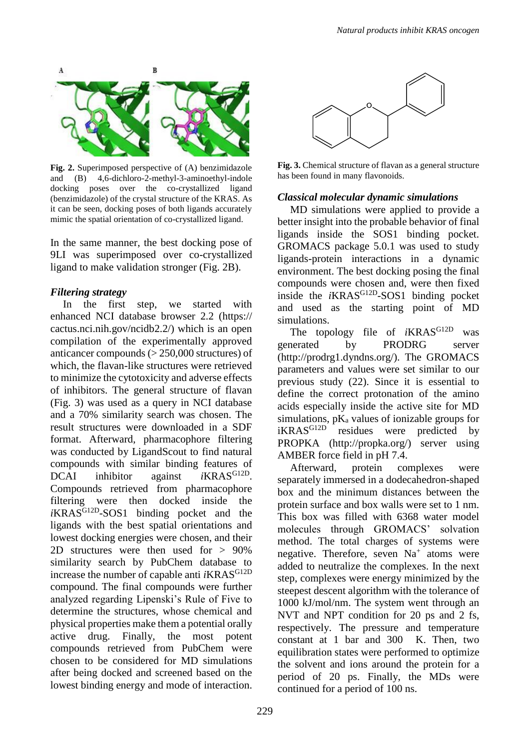**Fig. 2.** Superimposed perspective of (A) benzimidazole and (B) 4,6-dichloro-2-methyl-3-aminoethyl-indole docking poses over the co-crystallized ligand (benzimidazole) of the crystal structure of the KRAS. As it can be seen, docking poses of both ligands accurately mimic the spatial orientation of co-crystallized ligand.

In the same manner, the best docking pose of 9LI was superimposed over co-crystallized ligand to make validation stronger (Fig. 2B).

### *Filtering strategy*

In the first step, we started with enhanced NCI database browser 2.2 (https://cactus.nci.nih.gov/ncidb2.2/) which is an open compilation of the experimentally approved anticancer compounds (> 250,000 structures) of which, the flavan-like structures were retrieved to minimize the cytotoxicity and adverse effects of inhibitors. The general structure of flavan (Fig. 3) was used as a query in NCI database and a 70% similarity search was chosen. The result structures were downloaded in a SDF format. Afterward, pharmacophore filtering was conducted by LigandScout to find natural compounds with similar binding features of DCAI inhibitor against *i*KRAS$^{G12D}$. Compounds retrieved from pharmacophore filtering were then docked inside the *i*KRAS$^{G12D}$-SOS1 binding pocket and the ligands with the best spatial orientations and lowest docking energies were chosen, and their 2D structures were then used for > 90% similarity search by PubChem database to increase the number of capable anti *i*KRAS$^{G12D}$ compound. The final compounds were further analyzed regarding Lipenski's Rule of Five to determine the structures, whose chemical and physical properties make them a potential orally active drug. Finally, the most potent compounds retrieved from PubChem were chosen to be considered for MD simulations after being docked and screened based on the lowest binding energy and mode of interaction.

**Fig. 3.** Chemical structure of flavan as a general structure has been found in many flavonoids.

### *Classical molecular dynamic simulations*

MD simulations were applied to provide a better insight into the probable behavior of final ligands inside the SOS1 binding pocket. GROMACS package 5.0.1 was used to study ligands-protein interactions in a dynamic environment. The best docking posing the final compounds were chosen and, were then fixed inside the *i*KRAS$^{G12D}$-SOS1 binding pocket and used as the starting point of MD simulations.

The topology file of *i*KRAS$^{G12D}$ was generated by PRODRG server (http://prodrg1.dyndns.org/). The GROMACS parameters and values were set similar to our previous study (22). Since it is essential to define the correct protonation of the amino acids especially inside the active site for MD simulations, $pK_a$ values of ionizable groups for iKRAS$^{G12D}$ residues were predicted by PROPKA (http://propka.org/) server using AMBER force field in pH 7.4.

Afterward, protein complexes were separately immersed in a dodecahedron-shaped box and the minimum distances between the protein surface and box walls were set to 1 nm. This box was filled with 6368 water model molecules through GROMACS' solvation method. The total charges of systems were negative. Therefore, seven $Na^+$ atoms were added to neutralize the complexes. In the next step, complexes were energy minimized by the steepest descent algorithm with the tolerance of 1000 kJ/mol/nm. The system went through an NVT and NPT condition for 20 ps and 2 fs, respectively. The pressure and temperature constant at 1 bar and 300 K. Then, two equilibration states were performed to optimize the solvent and ions around the protein for a period of 20 ps. Finally, the MDs were continued for a period of 100 ns.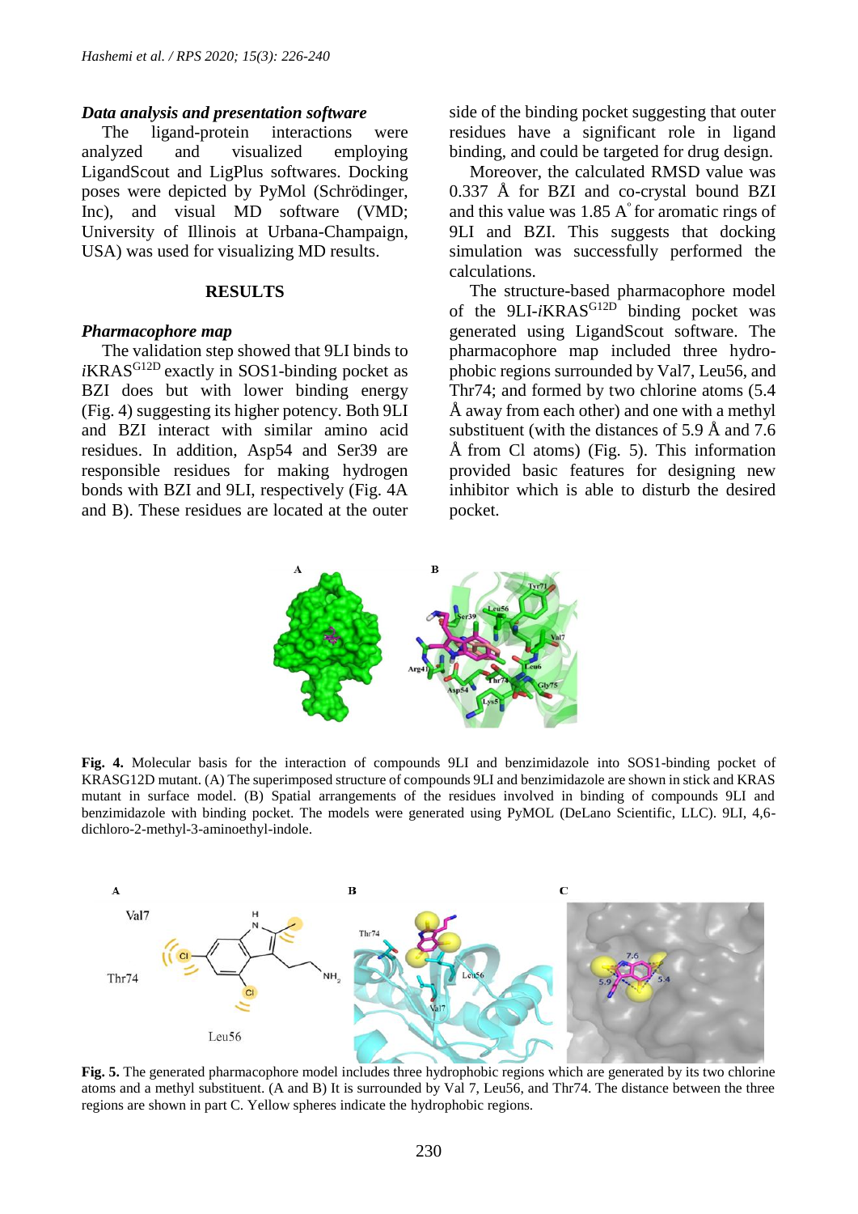### *Data analysis and presentation software*

The ligand-protein interactions were analyzed and visualized employing LigandScout and LigPlus softwares. Docking poses were depicted by PyMol (Schrödinger, Inc), and visual MD software (VMD; University of Illinois at Urbana-Champaign, USA) was used for visualizing MD results.

## RESULTS

### *Pharmacophore map*

The validation step showed that 9LI binds to *i*KRAS$^{G12D}$ exactly in SOS1-binding pocket as BZI does but with lower binding energy (Fig. 4) suggesting its higher potency. Both 9LI and BZI interact with similar amino acid residues. In addition, Asp54 and Ser39 are responsible residues for making hydrogen bonds with BZI and 9LI, respectively (Fig. 4A and B). These residues are located at the outer side of the binding pocket suggesting that outer residues have a significant role in ligand binding, and could be targeted for drug design.

Moreover, the calculated RMSD value was 0.337 Å for BZI and co-crystal bound BZI and this value was 1.85 Å for aromatic rings of 9LI and BZI. This suggests that docking simulation was successfully performed the calculations.

The structure-based pharmacophore model of the 9LI-*i*KRAS$^{G12D}$ binding pocket was generated using LigandScout software. The pharmacophore map included three hydrophobic regions surrounded by Val7, Leu56, and Thr74; and formed by two chlorine atoms (5.4 Å away from each other) and one with a methyl substituent (with the distances of 5.9 Å and 7.6 Å from Cl atoms) (Fig. 5). This information provided basic features for designing new inhibitor which is able to disturb the desired pocket.

**Fig. 4.** Molecular basis for the interaction of compounds 9LI and benzimidazole into SOS1-binding pocket of KRASG12D mutant. (A) The superimposed structure of compounds 9LI and benzimidazole are shown in stick and KRAS mutant in surface model. (B) Spatial arrangements of the residues involved in binding of compounds 9LI and benzimidazole with binding pocket. The models were generated using PyMOL (DeLano Scientific, LLC). 9LI, 4,6-dichloro-2-methyl-3-aminoethyl-indole.

**Fig. 5.** The generated pharmacophore model includes three hydrophobic regions which are generated by its two chlorine atoms and a methyl substituent. (A and B) It is surrounded by Val 7, Leu56, and Thr74. The distance between the three regions are shown in part C. Yellow spheres indicate the hydrophobic regions.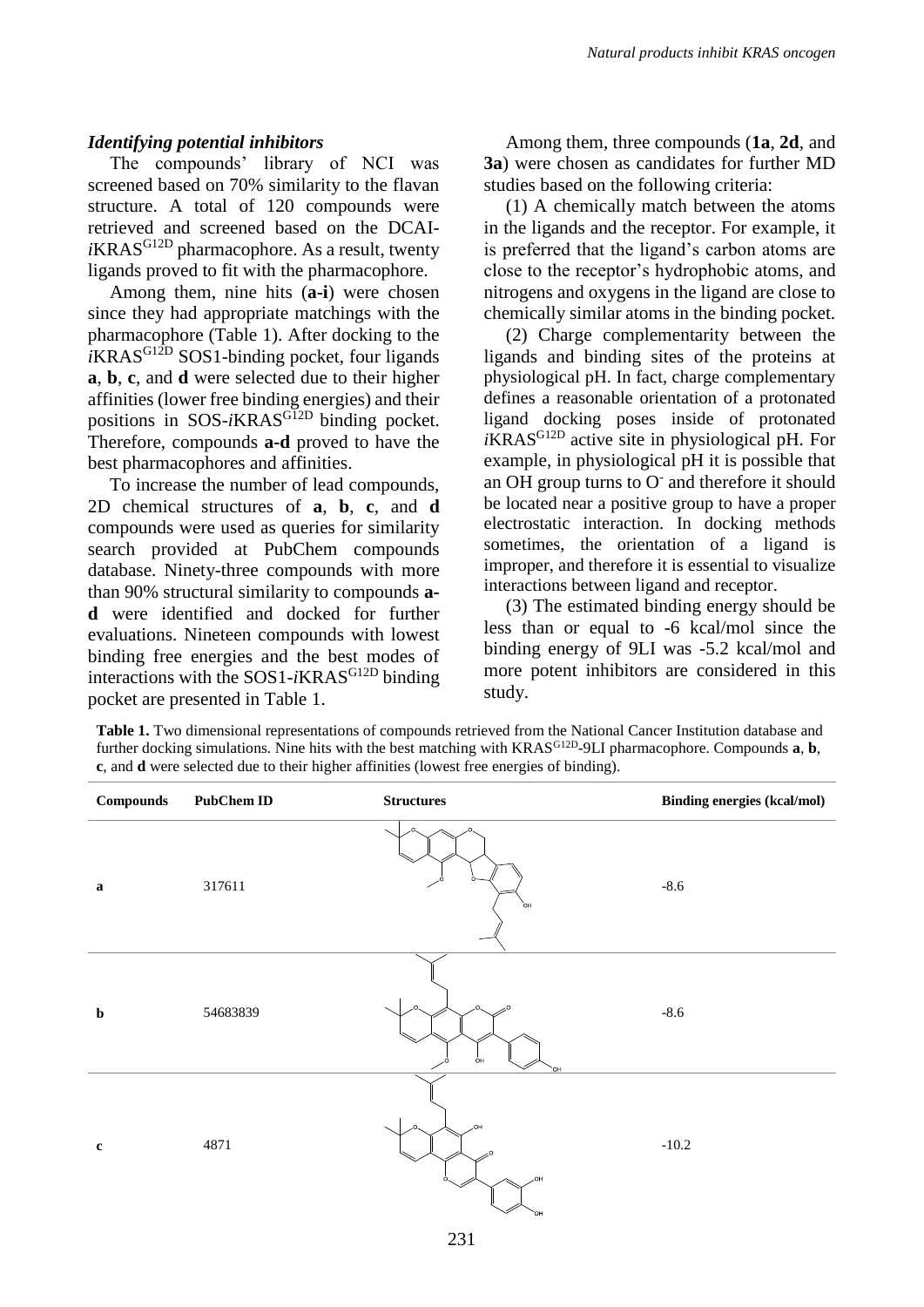### *Identifying potential inhibitors*

The compounds' library of NCI was screened based on 70% similarity to the flavan structure. A total of 120 compounds were retrieved and screened based on the DCAI-*i*KRAS$^{G12D}$ pharmacophore. As a result, twenty ligands proved to fit with the pharmacophore.

Among them, nine hits (**a-i**) were chosen since they had appropriate matchings with the pharmacophore (Table 1). After docking to the *i*KRAS$^{G12D}$ SOS1-binding pocket, four ligands **a**, **b**, **c**, and **d** were selected due to their higher affinities (lower free binding energies) and their positions in SOS-*i*KRAS$^{G12D}$ binding pocket. Therefore, compounds **a-d** proved to have the best pharmacophores and affinities.

To increase the number of lead compounds, 2D chemical structures of **a**, **b**, **c**, and **d** compounds were used as queries for similarity search provided at PubChem compounds database. Ninety-three compounds with more than 90% structural similarity to compounds **a-d** were identified and docked for further evaluations. Nineteen compounds with lowest binding free energies and the best modes of interactions with the SOS1-*i*KRAS$^{G12D}$ binding pocket are presented in Table 1.

Among them, three compounds (**1a**, **2d**, and **3a**) were chosen as candidates for further MD studies based on the following criteria:

(1) A chemically match between the atoms in the ligands and the receptor. For example, it is preferred that the ligand's carbon atoms are close to the receptor's hydrophobic atoms, and nitrogens and oxygens in the ligand are close to chemically similar atoms in the binding pocket.

(2) Charge complementarity between the ligands and binding sites of the proteins at physiological pH. In fact, charge complementary defines a reasonable orientation of a protonated ligand docking poses inside of protonated *i*KRAS$^{G12D}$ active site in physiological pH. For example, in physiological pH it is possible that an OH group turns to $O^-$ and therefore it should be located near a positive group to have a proper electrostatic interaction. In docking methods sometimes, the orientation of a ligand is improper, and therefore it is essential to visualize interactions between ligand and receptor.

(3) The estimated binding energy should be less than or equal to -6 kcal/mol since the binding energy of 9LI was -5.2 kcal/mol and more potent inhibitors are considered in this study.

**Table 1.** Two dimensional representations of compounds retrieved from the National Cancer Institution database and further docking simulations. Nine hits with the best matching with KRAS$^{G12D}$-9LI pharmacophore. Compounds **a**, **b**, **c**, and **d** were selected due to their higher affinities (lowest free energies of binding).

| Compounds | PubChem ID | Structures | Binding energies (kcal/mol) |
|---|---|---|---|
| **a** | 317611 | | -8.6 |
| **b** | 54683839 | | -8.6 |
| **c** | 4871 | | -10.2 |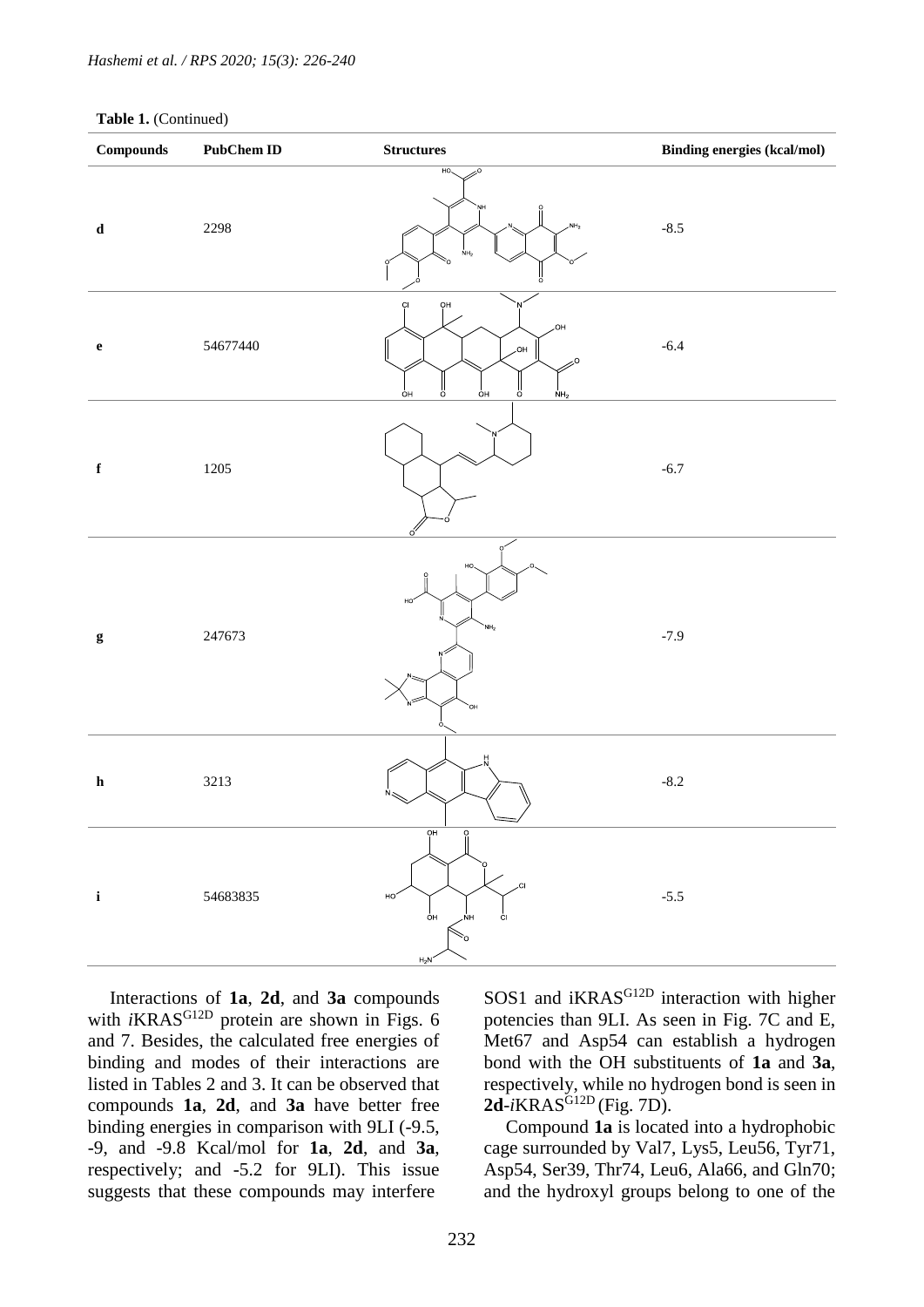**Table 1.** (Continued)

| Compounds | PubChem ID | Structures | Binding energies (kcal/mol) |
|---|---|---|---|
| **d** | 2298 | | -8.5 |
| **e** | 54677440 | | -6.4 |
| **f** | 1205 | | -6.7 |
| **g** | 247673 | | -7.9 |
| **h** | 3213 | | -8.2 |
| **i** | 54683835 | | -5.5 |

Interactions of **1a**, **2d**, and **3a** compounds with *i*KRAS$^{G12D}$ protein are shown in Figs. 6 and 7. Besides, the calculated free energies of binding and modes of their interactions are listed in Tables 2 and 3. It can be observed that compounds **1a**, **2d**, and **3a** have better free binding energies in comparison with 9LI (-9.5, -9, and -9.8 Kcal/mol for **1a**, **2d**, and **3a**, respectively; and -5.2 for 9LI). This issue suggests that these compounds may interfere SOS1 and iKRAS$^{G12D}$ interaction with higher potencies than 9LI. As seen in Fig. 7C and E, Met67 and Asp54 can establish a hydrogen bond with the OH substituents of **1a** and **3a**, respectively, while no hydrogen bond is seen in **2d**-*i*KRAS$^{G12D}$ (Fig. 7D).

Compound **1a** is located into a hydrophobic cage surrounded by Val7, Lys5, Leu56, Tyr71, Asp54, Ser39, Thr74, Leu6, Ala66, and Gln70; and the hydroxyl groups belong to one of the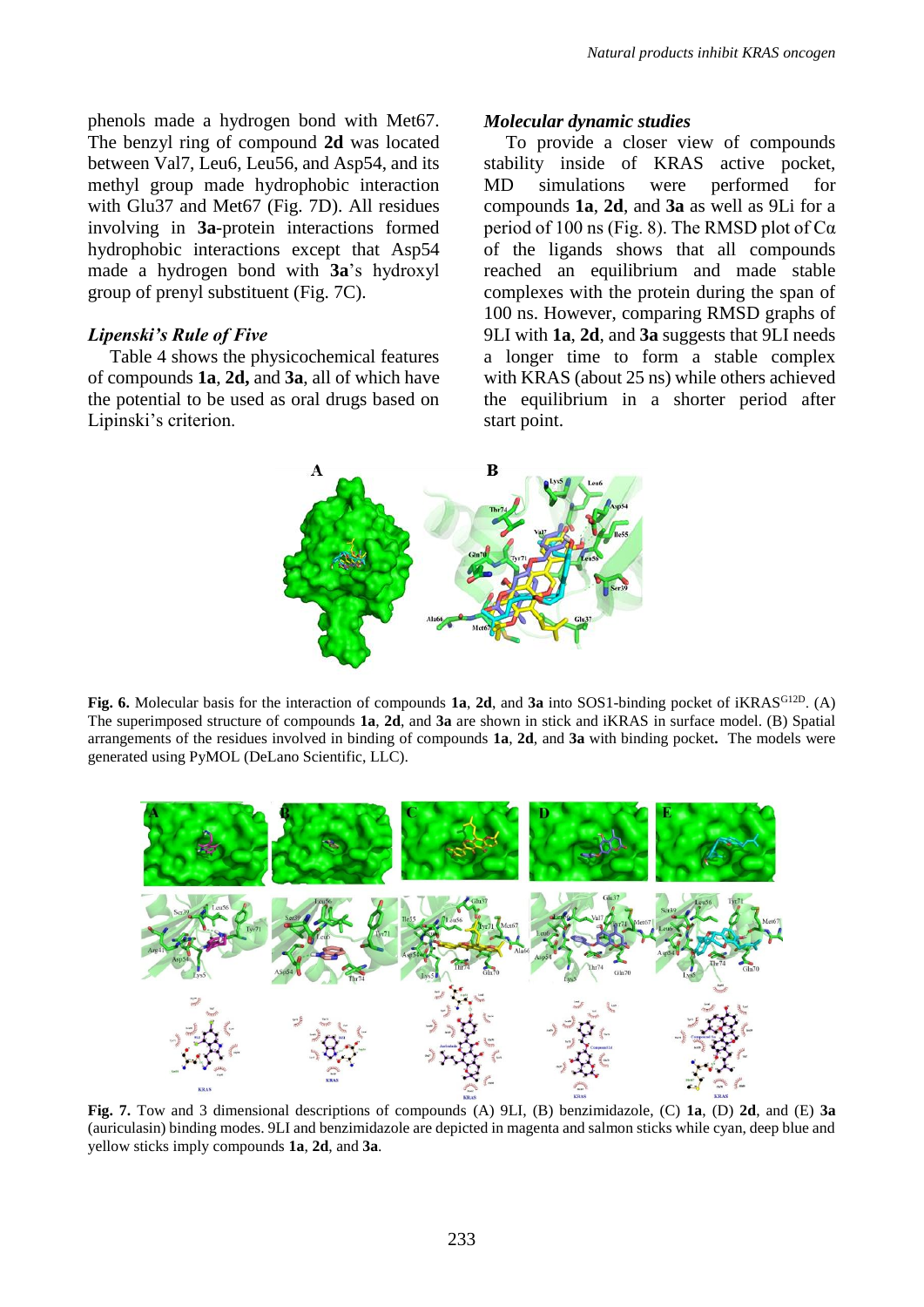phenols made a hydrogen bond with Met67. The benzyl ring of compound **2d** was located between Val7, Leu6, Leu56, and Asp54, and its methyl group made hydrophobic interaction with Glu37 and Met67 (Fig. 7D). All residues involving in **3a**-protein interactions formed hydrophobic interactions except that Asp54 made a hydrogen bond with **3a**'s hydroxyl group of prenyl substituent (Fig. 7C).

### *Lipenski's Rule of Five*

Table 4 shows the physicochemical features of compounds **1a**, **2d,** and **3a**, all of which have the potential to be used as oral drugs based on Lipinski's criterion.

### *Molecular dynamic studies*

To provide a closer view of compounds stability inside of KRAS active pocket, MD simulations were performed for compounds **1a**, **2d**, and **3a** as well as 9Li for a period of 100 ns (Fig. 8). The RMSD plot of Cα of the ligands shows that all compounds reached an equilibrium and made stable complexes with the protein during the span of 100 ns. However, comparing RMSD graphs of 9LI with **1a**, **2d**, and **3a** suggests that 9LI needs a longer time to form a stable complex with KRAS (about 25 ns) while others achieved the equilibrium in a shorter period after start point.

**Fig. 6.** Molecular basis for the interaction of compounds **1a**, **2d**, and **3a** into SOS1-binding pocket of iKRAS$^{G12D}$. (A) The superimposed structure of compounds **1a**, **2d**, and **3a** are shown in stick and iKRAS in surface model. (B) Spatial arrangements of the residues involved in binding of compounds **1a**, **2d**, and **3a** with binding pocket**.** The models were generated using PyMOL (DeLano Scientific, LLC).

**Fig. 7.** Tow and 3 dimensional descriptions of compounds (A) 9LI, (B) benzimidazole, (C) **1a**, (D) **2d**, and (E) **3a** (auriculasin) binding modes. 9LI and benzimidazole are depicted in magenta and salmon sticks while cyan, deep blue and yellow sticks imply compounds **1a**, **2d**, and **3a**.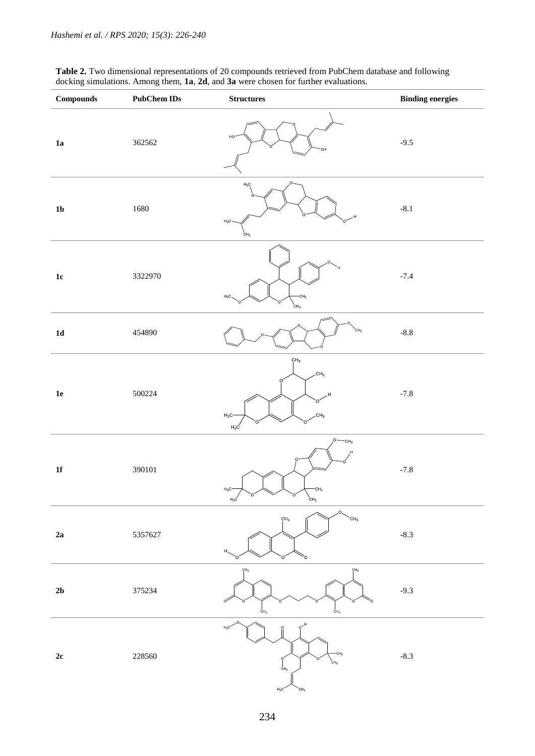**Table 2.** Two dimensional representations of 20 compounds retrieved from PubChem database and following docking simulations. Among them, **1a**, **2d**, and **3a** were chosen for further evaluations.

| Compounds | PubChem IDs | Structures | Binding energies |
|---|---|---|---|
| **1a** | 362562 | | -9.5 |
| **1b** | 1680 | | -8.1 |
| **1c** | 3322970 | | -7.4 |
| **1d** | 454890 | | -8.8 |
| **1e** | 500224 | | -7.8 |
| **1f** | 390101 | | -7.8 |
| **2a** | 5357627 | | -8.3 |
| **2b** | 375234 | | -9.3 |
| **2c** | 228560 | | -8.3 |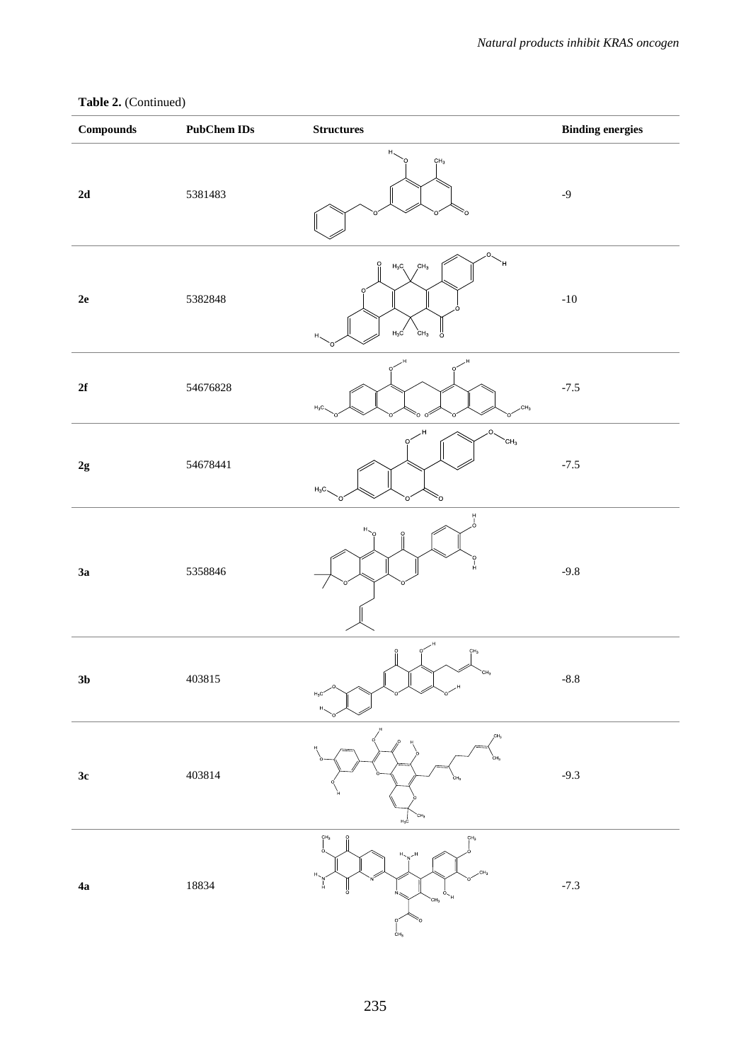**Table 2.** (Continued)

| Compounds | PubChem IDs | Structures | Binding energies |
| --- | --- | --- | --- |
| **2d** | 5381483 | | -9 |
| **2e** | 5382848 | | -10 |
| **2f** | 54676828 | | -7.5 |
| **2g** | 54678441 | | -7.5 |
| **3a** | 5358846 | | -9.8 |
| **3b** | 403815 | | -8.8 |
| **3c** | 403814 | | -9.3 |
| **4a** | 18834 | | -7.3 |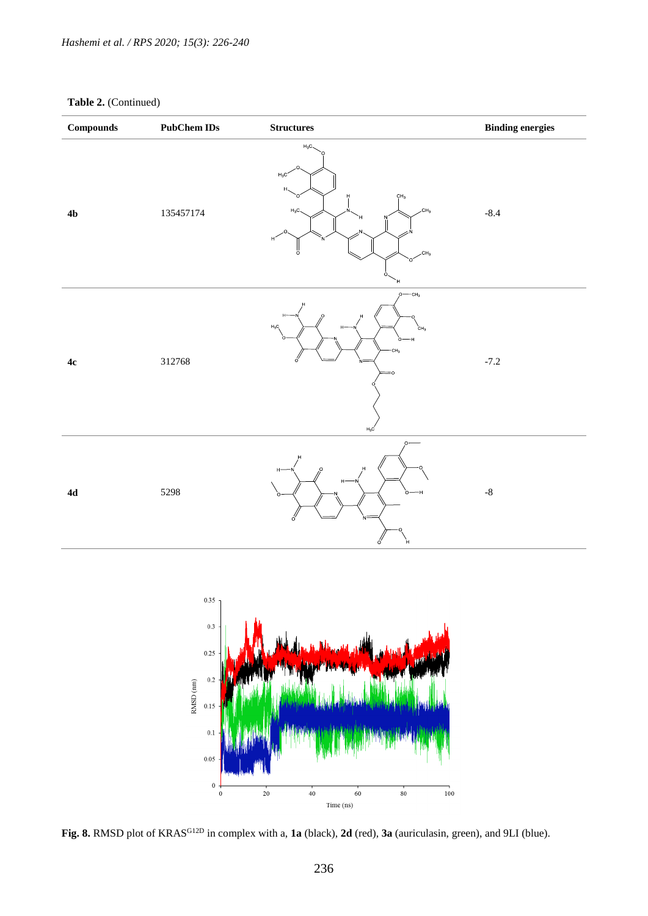**Table 2.** (Continued)

| Compounds | PubChem IDs | Structures | Binding energies |
|---|---|---|---|
| **4b** | 135457174 | | -8.4 |
| **4c** | 312768 | | -7.2 |
| **4d** | 5298 | | -8 |

**Fig. 8.** RMSD plot of KRAS$^{G12D}$ in complex with a, **1a** (black), **2d** (red), **3a** (auriculasin, green), and 9LI (blue).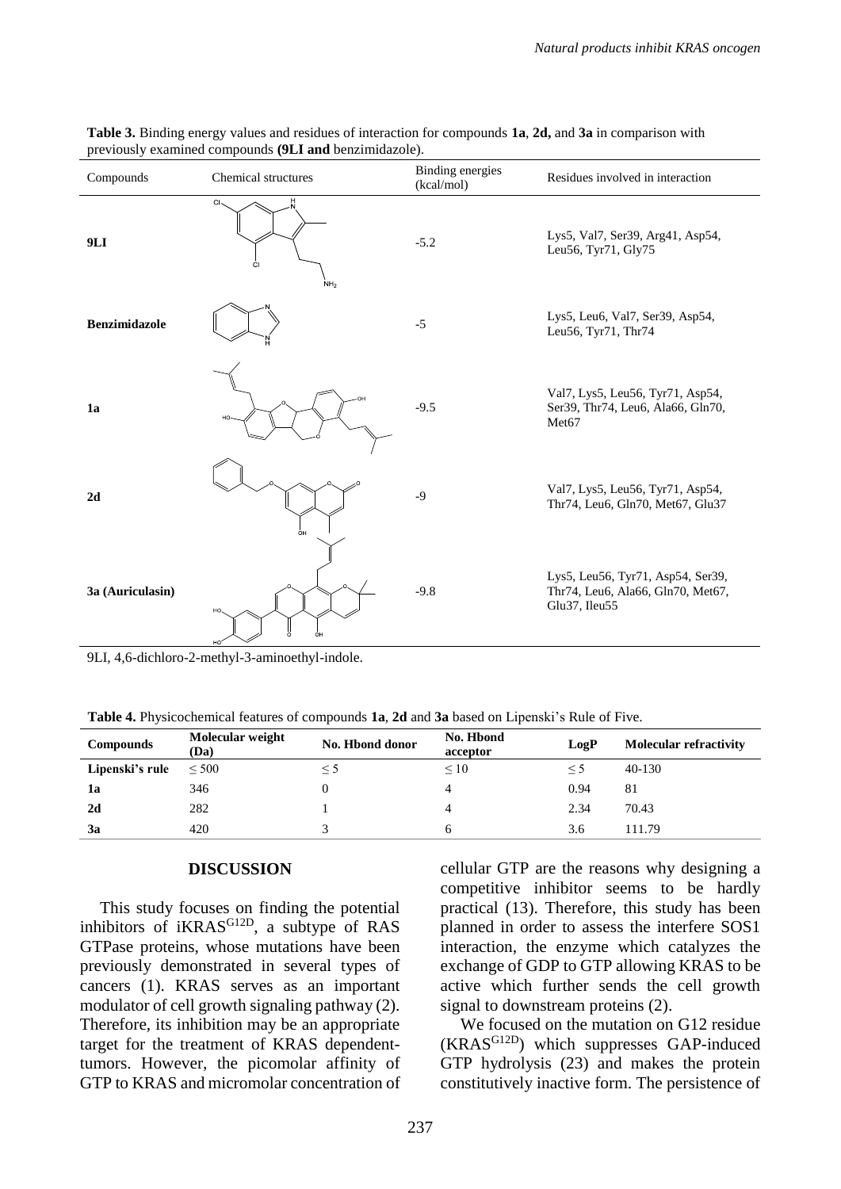**Table 3.** Binding energy values and residues of interaction for compounds **1a**, **2d,** and **3a** in comparison with previously examined compounds **(9LI and** benzimidazole).

| Compounds | Chemical structures | Binding energies (kcal/mol) | Residues involved in interaction |
|---|---|---|---|
| **9LI** | | -5.2 | Lys5, Val7, Ser39, Arg41, Asp54, Leu56, Tyr71, Gly75 |
| **Benzimidazole** | | -5 | Lys5, Leu6, Val7, Ser39, Asp54, Leu56, Tyr71, Thr74 |
| **1a** | | -9.5 | Val7, Lys5, Leu56, Tyr71, Asp54, Ser39, Thr74, Leu6, Ala66, Gln70, Met67 |
| **2d** | | -9 | Val7, Lys5, Leu56, Tyr71, Asp54, Thr74, Leu6, Gln70, Met67, Glu37 |
| **3a (Auriculasin)** | | -9.8 | Lys5, Leu56, Tyr71, Asp54, Ser39, Thr74, Leu6, Ala66, Gln70, Met67, Glu37, Ileu55 |

9LI, 4,6-dichloro-2-methyl-3-aminoethyl-indole.

**Table 4.** Physicochemical features of compounds **1a**, **2d** and **3a** based on Lipenski's Rule of Five.

| Compounds | Molecular weight (Da) | No. Hbond donor | No. Hbond acceptor | LogP | Molecular refractivity |
|---|---|---|---|---|---|
| **Lipenski's rule** | ≤ 500 | ≤ 5 | ≤ 10 | ≤ 5 | 40-130 |
| **1a** | 346 | 0 | 4 | 0.94 | 81 |
| **2d** | 282 | 1 | 4 | 2.34 | 70.43 |
| **3a** | 420 | 3 | 6 | 3.6 | 111.79 |

## DISCUSSION

This study focuses on finding the potential inhibitors of iKRAS$^{G12D}$, a subtype of RAS GTPase proteins, whose mutations have been previously demonstrated in several types of cancers (1). KRAS serves as an important modulator of cell growth signaling pathway (2). Therefore, its inhibition may be an appropriate target for the treatment of KRAS dependent-tumors. However, the picomolar affinity of GTP to KRAS and micromolar concentration of cellular GTP are the reasons why designing a competitive inhibitor seems to be hardly practical (13). Therefore, this study has been planned in order to assess the interfere SOS1 interaction, the enzyme which catalyzes the exchange of GDP to GTP allowing KRAS to be active which further sends the cell growth signal to downstream proteins (2).

We focused on the mutation on G12 residue (KRAS$^{G12D}$) which suppresses GAP-induced GTP hydrolysis (23) and makes the protein constitutively inactive form. The persistence of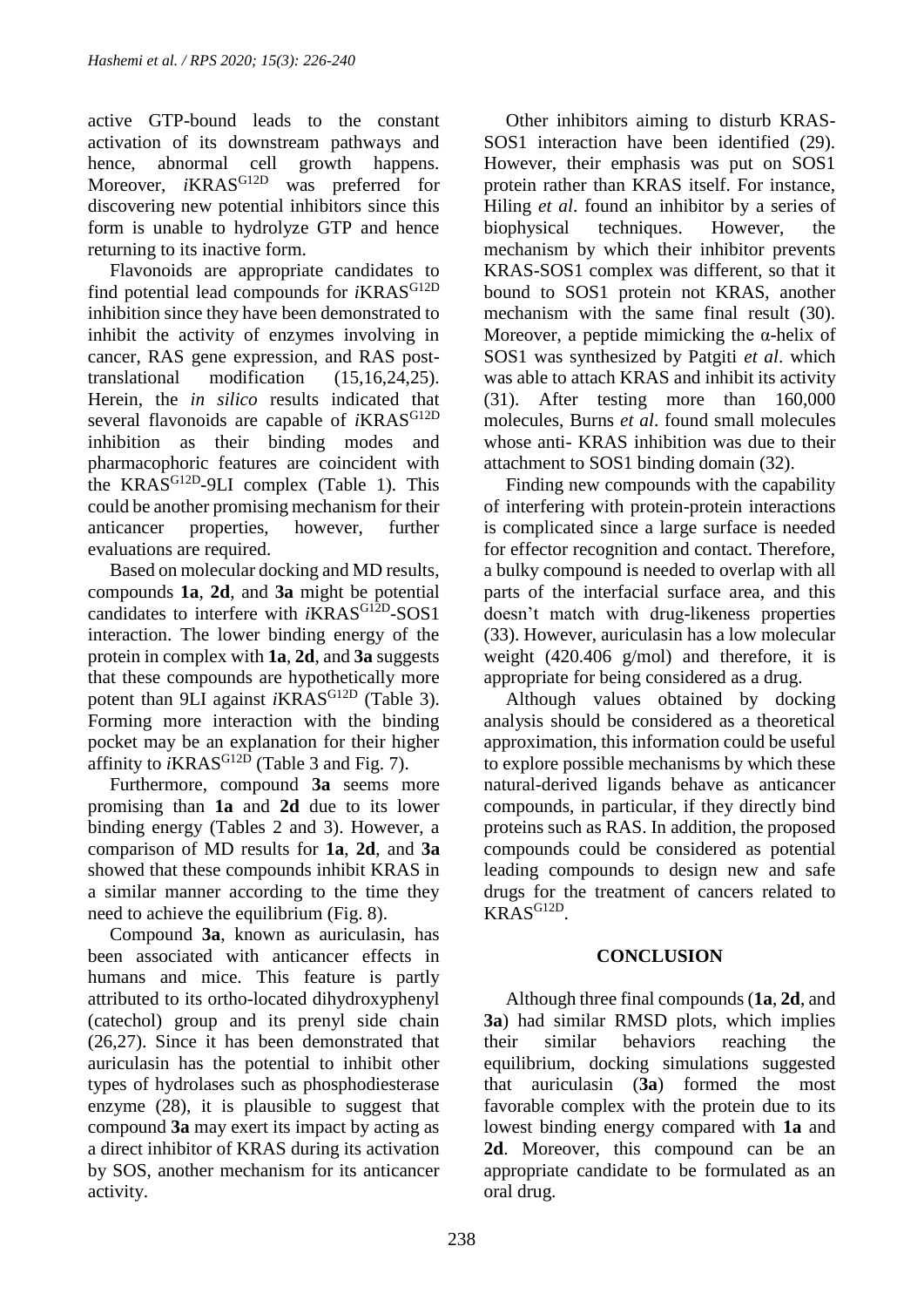active GTP-bound leads to the constant activation of its downstream pathways and hence, abnormal cell growth happens. Moreover, *i*KRAS$^{G12D}$ was preferred for discovering new potential inhibitors since this form is unable to hydrolyze GTP and hence returning to its inactive form.

Flavonoids are appropriate candidates to find potential lead compounds for *i*KRAS$^{G12D}$ inhibition since they have been demonstrated to inhibit the activity of enzymes involving in cancer, RAS gene expression, and RAS post-translational modification (15,16,24,25). Herein, the *in silico* results indicated that several flavonoids are capable of *i*KRAS$^{G12D}$ inhibition as their binding modes and pharmacophoric features are coincident with the KRAS$^{G12D}$-9LI complex (Table 1). This could be another promising mechanism for their anticancer properties, however, further evaluations are required.

Based on molecular docking and MD results, compounds **1a**, **2d**, and **3a** might be potential candidates to interfere with *i*KRAS$^{G12D}$-SOS1 interaction. The lower binding energy of the protein in complex with **1a**, **2d**, and **3a** suggests that these compounds are hypothetically more potent than 9LI against *i*KRAS$^{G12D}$ (Table 3). Forming more interaction with the binding pocket may be an explanation for their higher affinity to *i*KRAS$^{G12D}$ (Table 3 and Fig. 7).

Furthermore, compound **3a** seems more promising than **1a** and **2d** due to its lower binding energy (Tables 2 and 3). However, a comparison of MD results for **1a**, **2d**, and **3a** showed that these compounds inhibit KRAS in a similar manner according to the time they need to achieve the equilibrium (Fig. 8).

Compound **3a**, known as auriculasin, has been associated with anticancer effects in humans and mice. This feature is partly attributed to its ortho-located dihydroxyphenyl (catechol) group and its prenyl side chain (26,27). Since it has been demonstrated that auriculasin has the potential to inhibit other types of hydrolases such as phosphodiesterase enzyme (28), it is plausible to suggest that compound **3a** may exert its impact by acting as a direct inhibitor of KRAS during its activation by SOS, another mechanism for its anticancer activity.

Other inhibitors aiming to disturb KRAS-SOS1 interaction have been identified (29). However, their emphasis was put on SOS1 protein rather than KRAS itself. For instance, Hiling *et al*. found an inhibitor by a series of biophysical techniques. However, the mechanism by which their inhibitor prevents KRAS-SOS1 complex was different, so that it bound to SOS1 protein not KRAS, another mechanism with the same final result (30). Moreover, a peptide mimicking the α-helix of SOS1 was synthesized by Patgiti *et al*. which was able to attach KRAS and inhibit its activity (31). After testing more than 160,000 molecules, Burns *et al*. found small molecules whose anti- KRAS inhibition was due to their attachment to SOS1 binding domain (32).

Finding new compounds with the capability of interfering with protein-protein interactions is complicated since a large surface is needed for effector recognition and contact. Therefore, a bulky compound is needed to overlap with all parts of the interfacial surface area, and this doesn't match with drug-likeness properties (33). However, auriculasin has a low molecular weight (420.406 g/mol) and therefore, it is appropriate for being considered as a drug.

Although values obtained by docking analysis should be considered as a theoretical approximation, this information could be useful to explore possible mechanisms by which these natural-derived ligands behave as anticancer compounds, in particular, if they directly bind proteins such as RAS. In addition, the proposed compounds could be considered as potential leading compounds to design new and safe drugs for the treatment of cancers related to KRAS$^{G12D}$.

## CONCLUSION

Although three final compounds (**1a**, **2d**, and **3a**) had similar RMSD plots, which implies their similar behaviors reaching the equilibrium, docking simulations suggested that auriculasin (**3a**) formed the most favorable complex with the protein due to its lowest binding energy compared with **1a** and **2d**. Moreover, this compound can be an appropriate candidate to be formulated as an oral drug.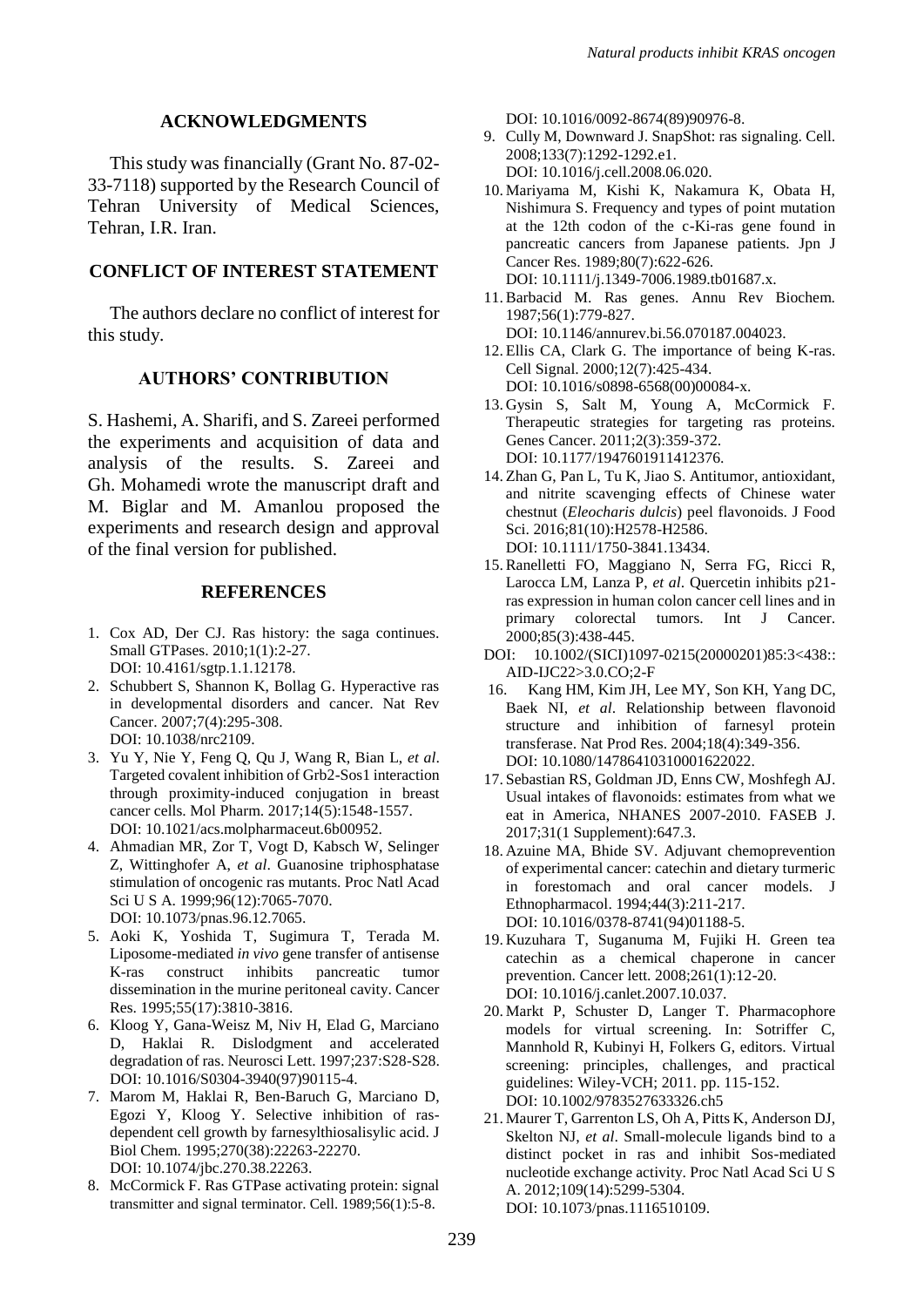## ACKNOWLEDGMENTS

This study was financially (Grant No. 87-02-33-7118) supported by the Research Council of Tehran University of Medical Sciences, Tehran, I.R. Iran.

## CONFLICT OF INTEREST STATEMENT

The authors declare no conflict of interest for this study.

## AUTHORS' CONTRIBUTION

S. Hashemi, A. Sharifi, and S. Zareei performed the experiments and acquisition of data and analysis of the results. S. Zareei and Gh. Mohamedi wrote the manuscript draft and M. Biglar and M. Amanlou proposed the experiments and research design and approval of the final version for published.

## REFERENCES

1. Cox AD, Der CJ. Ras history: the saga continues. Small GTPases. 2010;1(1):2-27. DOI: 10.4161/sgtp.1.1.12178.
2. Schubbert S, Shannon K, Bollag G. Hyperactive ras in developmental disorders and cancer. Nat Rev Cancer. 2007;7(4):295-308. DOI: 10.1038/nrc2109.
3. Yu Y, Nie Y, Feng Q, Qu J, Wang R, Bian L, *et al*. Targeted covalent inhibition of Grb2-Sos1 interaction through proximity-induced conjugation in breast cancer cells. Mol Pharm. 2017;14(5):1548-1557. DOI: 10.1021/acs.molpharmaceut.6b00952.
4. Ahmadian MR, Zor T, Vogt D, Kabsch W, Selinger Z, Wittinghofer A, *et al*. Guanosine triphosphatase stimulation of oncogenic ras mutants. Proc Natl Acad Sci U S A. 1999;96(12):7065-7070. DOI: 10.1073/pnas.96.12.7065.
5. Aoki K, Yoshida T, Sugimura T, Terada M. Liposome-mediated *in vivo* gene transfer of antisense K-ras construct inhibits pancreatic tumor dissemination in the murine peritoneal cavity. Cancer Res. 1995;55(17):3810-3816.
6. Kloog Y, Gana-Weisz M, Niv H, Elad G, Marciano D, Haklai R. Dislodgment and accelerated degradation of ras. Neurosci Lett. 1997;237:S28-S28. DOI: 10.1016/S0304-3940(97)90115-4.
7. Marom M, Haklai R, Ben-Baruch G, Marciano D, Egozi Y, Kloog Y. Selective inhibition of ras-dependent cell growth by farnesylthiosalisylic acid. J Biol Chem. 1995;270(38):22263-22270. DOI: 10.1074/jbc.270.38.22263.
8. McCormick F. Ras GTPase activating protein: signal transmitter and signal terminator. Cell. 1989;56(1):5-8. DOI: 10.1016/0092-8674(89)90976-8.
9. Cully M, Downward J. SnapShot: ras signaling. Cell. 2008;133(7):1292-1292.e1. DOI: 10.1016/j.cell.2008.06.020.
10. Mariyama M, Kishi K, Nakamura K, Obata H, Nishimura S. Frequency and types of point mutation at the 12th codon of the c-Ki-ras gene found in pancreatic cancers from Japanese patients. Jpn J Cancer Res. 1989;80(7):622-626. DOI: 10.1111/j.1349-7006.1989.tb01687.x.
11. Barbacid M. Ras genes. Annu Rev Biochem. 1987;56(1):779-827. DOI: 10.1146/annurev.bi.56.070187.004023.
12. Ellis CA, Clark G. The importance of being K-ras. Cell Signal. 2000;12(7):425-434. DOI: 10.1016/s0898-6568(00)00084-x.
13. Gysin S, Salt M, Young A, McCormick F. Therapeutic strategies for targeting ras proteins. Genes Cancer. 2011;2(3):359-372. DOI: 10.1177/1947601911412376.
14. Zhan G, Pan L, Tu K, Jiao S. Antitumor, antioxidant, and nitrite scavenging effects of Chinese water chestnut (*Eleocharis dulcis*) peel flavonoids. J Food Sci. 2016;81(10):H2578-H2586. DOI: 10.1111/1750-3841.13434.
15. Ranelletti FO, Maggiano N, Serra FG, Ricci R, Larocca LM, Lanza P, *et al*. Quercetin inhibits p21-ras expression in human colon cancer cell lines and in primary colorectal tumors. Int J Cancer. 2000;85(3):438-445. DOI: 10.1002/(SICI)1097-0215(20000201)85:3<438::AID-IJC22>3.0.CO;2-F
16. Kang HM, Kim JH, Lee MY, Son KH, Yang DC, Baek NI, *et al*. Relationship between flavonoid structure and inhibition of farnesyl protein transferase. Nat Prod Res. 2004;18(4):349-356. DOI: 10.1080/14786410310001622022.
17. Sebastian RS, Goldman JD, Enns CW, Moshfegh AJ. Usual intakes of flavonoids: estimates from what we eat in America, NHANES 2007-2010. FASEB J. 2017;31(1 Supplement):647.3.
18. Azuine MA, Bhide SV. Adjuvant chemoprevention of experimental cancer: catechin and dietary turmeric in forestomach and oral cancer models. J Ethnopharmacol. 1994;44(3):211-217. DOI: 10.1016/0378-8741(94)01188-5.
19. Kuzuhara T, Suganuma M, Fujiki H. Green tea catechin as a chemical chaperone in cancer prevention. Cancer lett. 2008;261(1):12-20. DOI: 10.1016/j.canlet.2007.10.037.
20. Markt P, Schuster D, Langer T. Pharmacophore models for virtual screening. In: Sotriffer C, Mannhold R, Kubinyi H, Folkers G, editors. Virtual screening: principles, challenges, and practical guidelines: Wiley-VCH; 2011. pp. 115-152. DOI: 10.1002/9783527633326.ch5
21. Maurer T, Garrenton LS, Oh A, Pitts K, Anderson DJ, Skelton NJ, *et al*. Small-molecule ligands bind to a distinct pocket in ras and inhibit Sos-mediated nucleotide exchange activity. Proc Natl Acad Sci U S A. 2012;109(14):5299-5304. DOI: 10.1073/pnas.1116510109.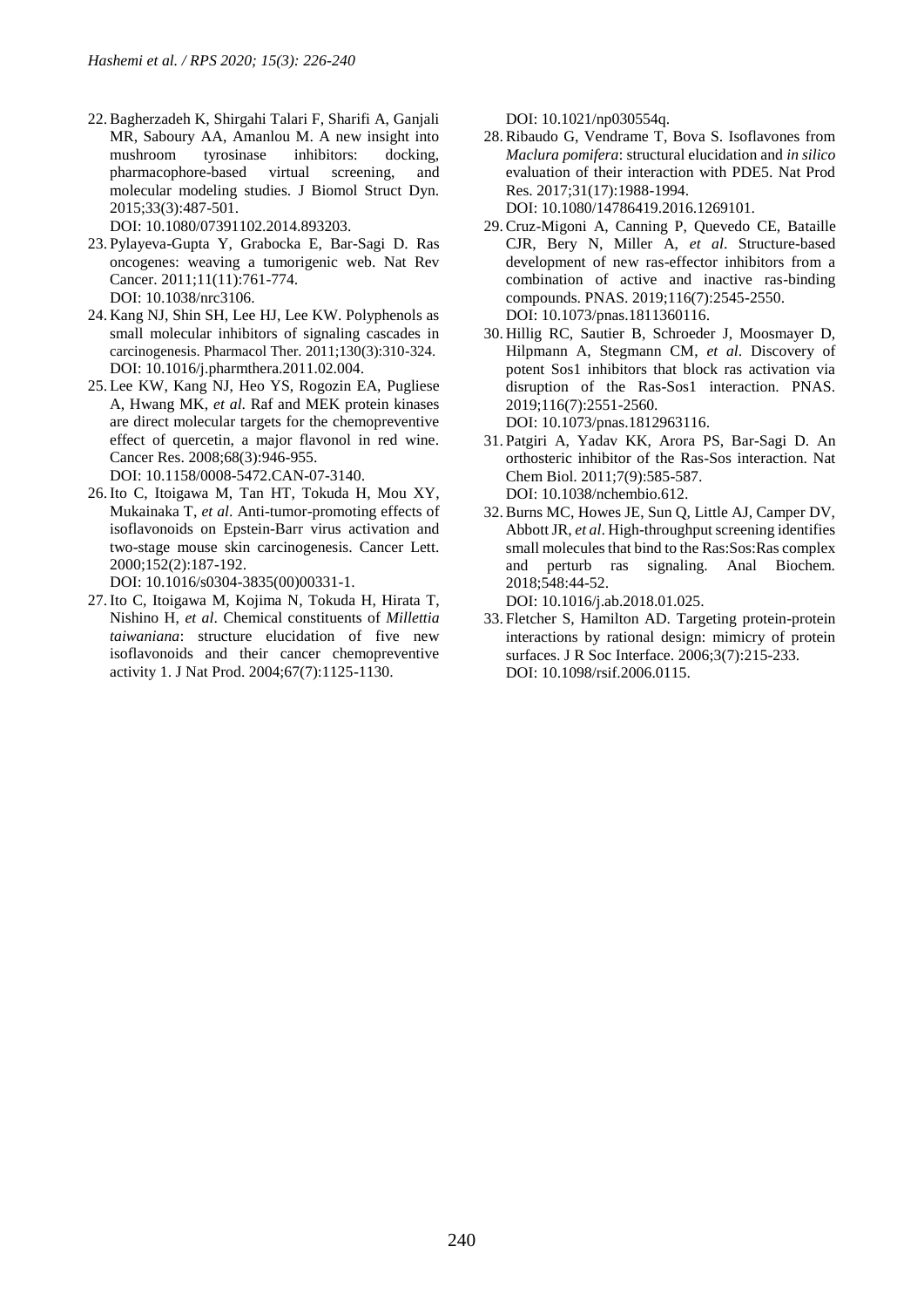22. Bagherzadeh K, Shirgahi Talari F, Sharifi A, Ganjali MR, Saboury AA, Amanlou M. A new insight into mushroom tyrosinase inhibitors: docking, pharmacophore-based virtual screening, and molecular modeling studies. J Biomol Struct Dyn. 2015;33(3):487-501.
DOI: 10.1080/07391102.2014.893203.
23. Pylayeva-Gupta Y, Grabocka E, Bar-Sagi D. Ras oncogenes: weaving a tumorigenic web. Nat Rev Cancer. 2011;11(11):761-774.
DOI: 10.1038/nrc3106.
24. Kang NJ, Shin SH, Lee HJ, Lee KW. Polyphenols as small molecular inhibitors of signaling cascades in carcinogenesis. Pharmacol Ther. 2011;130(3):310-324.
DOI: 10.1016/j.pharmthera.2011.02.004.
25. Lee KW, Kang NJ, Heo YS, Rogozin EA, Pugliese A, Hwang MK, *et al*. Raf and MEK protein kinases are direct molecular targets for the chemopreventive effect of quercetin, a major flavonol in red wine. Cancer Res. 2008;68(3):946-955.
DOI: 10.1158/0008-5472.CAN-07-3140.
26. Ito C, Itoigawa M, Tan HT, Tokuda H, Mou XY, Mukainaka T, *et al*. Anti-tumor-promoting effects of isoflavonoids on Epstein-Barr virus activation and two-stage mouse skin carcinogenesis. Cancer Lett. 2000;152(2):187-192.
DOI: 10.1016/s0304-3835(00)00331-1.
27. Ito C, Itoigawa M, Kojima N, Tokuda H, Hirata T, Nishino H, *et al*. Chemical constituents of *Millettia taiwaniana*: structure elucidation of five new isoflavonoids and their cancer chemopreventive activity 1. J Nat Prod. 2004;67(7):1125-1130.
DOI: 10.1021/np030554q.
28. Ribaudo G, Vendrame T, Bova S. Isoflavones from *Maclura pomifera*: structural elucidation and *in silico* evaluation of their interaction with PDE5. Nat Prod Res. 2017;31(17):1988-1994.
DOI: 10.1080/14786419.2016.1269101.
29. Cruz-Migoni A, Canning P, Quevedo CE, Bataille CJR, Bery N, Miller A, *et al*. Structure-based development of new ras-effector inhibitors from a combination of active and inactive ras-binding compounds. PNAS. 2019;116(7):2545-2550.
DOI: 10.1073/pnas.1811360116.
30. Hillig RC, Sautier B, Schroeder J, Moosmayer D, Hilpmann A, Stegmann CM, *et al*. Discovery of potent Sos1 inhibitors that block ras activation via disruption of the Ras-Sos1 interaction. PNAS. 2019;116(7):2551-2560.
DOI: 10.1073/pnas.1812963116.
31. Patgiri A, Yadav KK, Arora PS, Bar-Sagi D. An orthosteric inhibitor of the Ras-Sos interaction. Nat Chem Biol. 2011;7(9):585-587.
DOI: 10.1038/nchembio.612.
32. Burns MC, Howes JE, Sun Q, Little AJ, Camper DV, Abbott JR, *et al*. High-throughput screening identifies small molecules that bind to the Ras:Sos:Ras complex and perturb ras signaling. Anal Biochem. 2018;548:44-52.
DOI: 10.1016/j.ab.2018.01.025.
33. Fletcher S, Hamilton AD. Targeting protein-protein interactions by rational design: mimicry of protein surfaces. J R Soc Interface. 2006;3(7):215-233.
DOI: 10.1098/rsif.2006.0115.